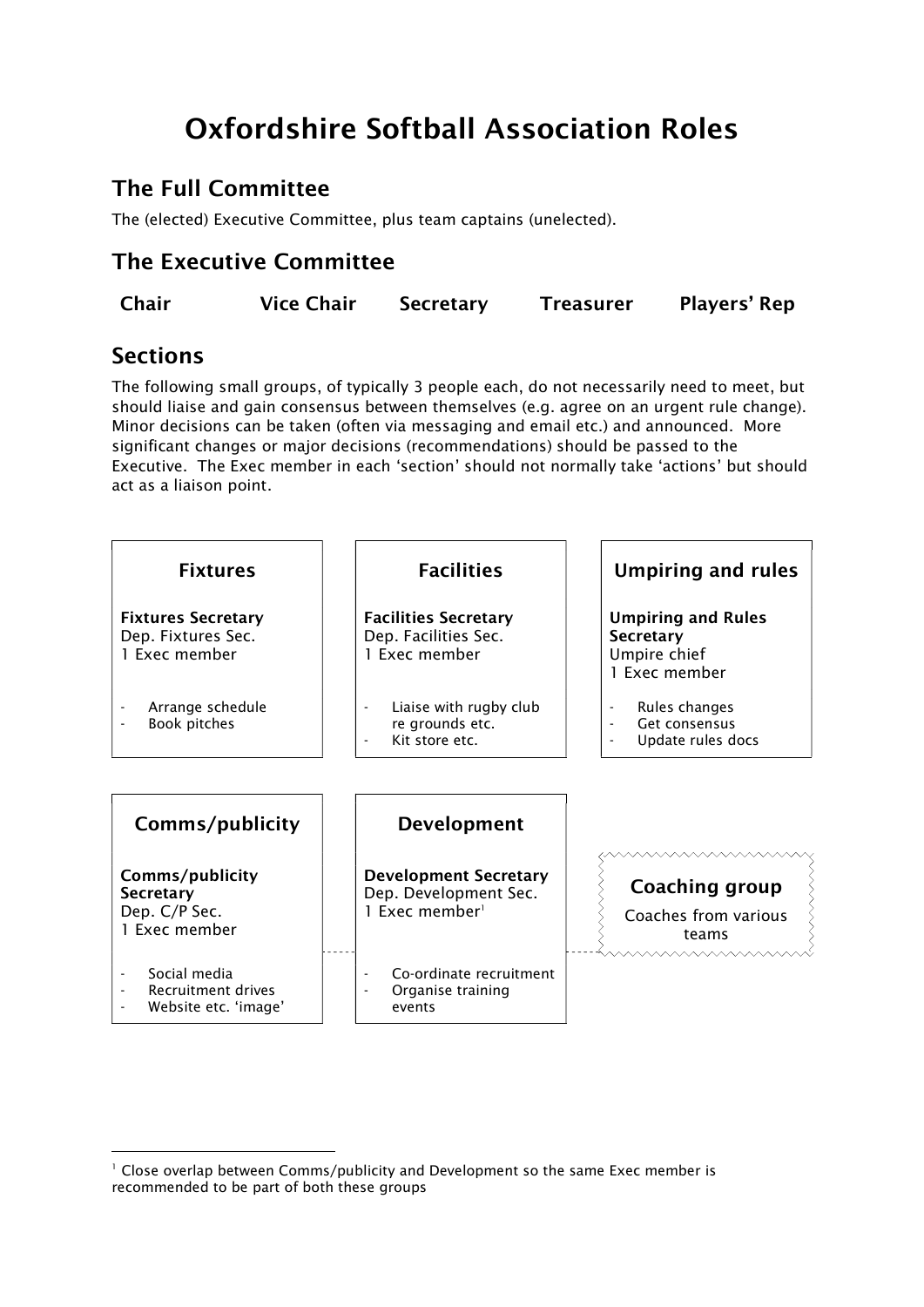# Oxfordshire Softball Association Roles

## The Full Committee

The (elected) Executive Committee, plus team captains (unelected).

## The Executive Committee

**Chair** **Vice Chair** **Secretary** **Treasurer** **Players' Rep**

## Sections

The following small groups, of typically 3 people each, do not necessarily need to meet, but should liaise and gain consensus between themselves (e.g. agree on an urgent rule change). Minor decisions can be taken (often via messaging and email etc.) and announced. More significant changes or major decisions (recommendations) should be passed to the Executive. The Exec member in each 'section' should not normally take 'actions' but should act as a liaison point.

### Fixtures

**Fixtures Secretary**
Dep. Fixtures Sec.
1 Exec member

- Arrange schedule
- Book pitches

### Facilities

**Facilities Secretary**
Dep. Facilities Sec.
1 Exec member

- Liaise with rugby club re grounds etc.
- Kit store etc.

### Umpiring and rules

**Umpiring and Rules Secretary**
Umpire chief
1 Exec member

- Rules changes
- Get consensus
- Update rules docs

### Comms/publicity

**Comms/publicity Secretary**
Dep. C/P Sec.
1 Exec member

- Social media
- Recruitment drives
- Website etc. 'image'

### Development

**Development Secretary**
Dep. Development Sec.
1 Exec member[1]

- Co-ordinate recruitment
- Organise training events

### Coaching group

Coaches from various teams

---

[1] Close overlap between Comms/publicity and Development so the same Exec member is recommended to be part of both these groups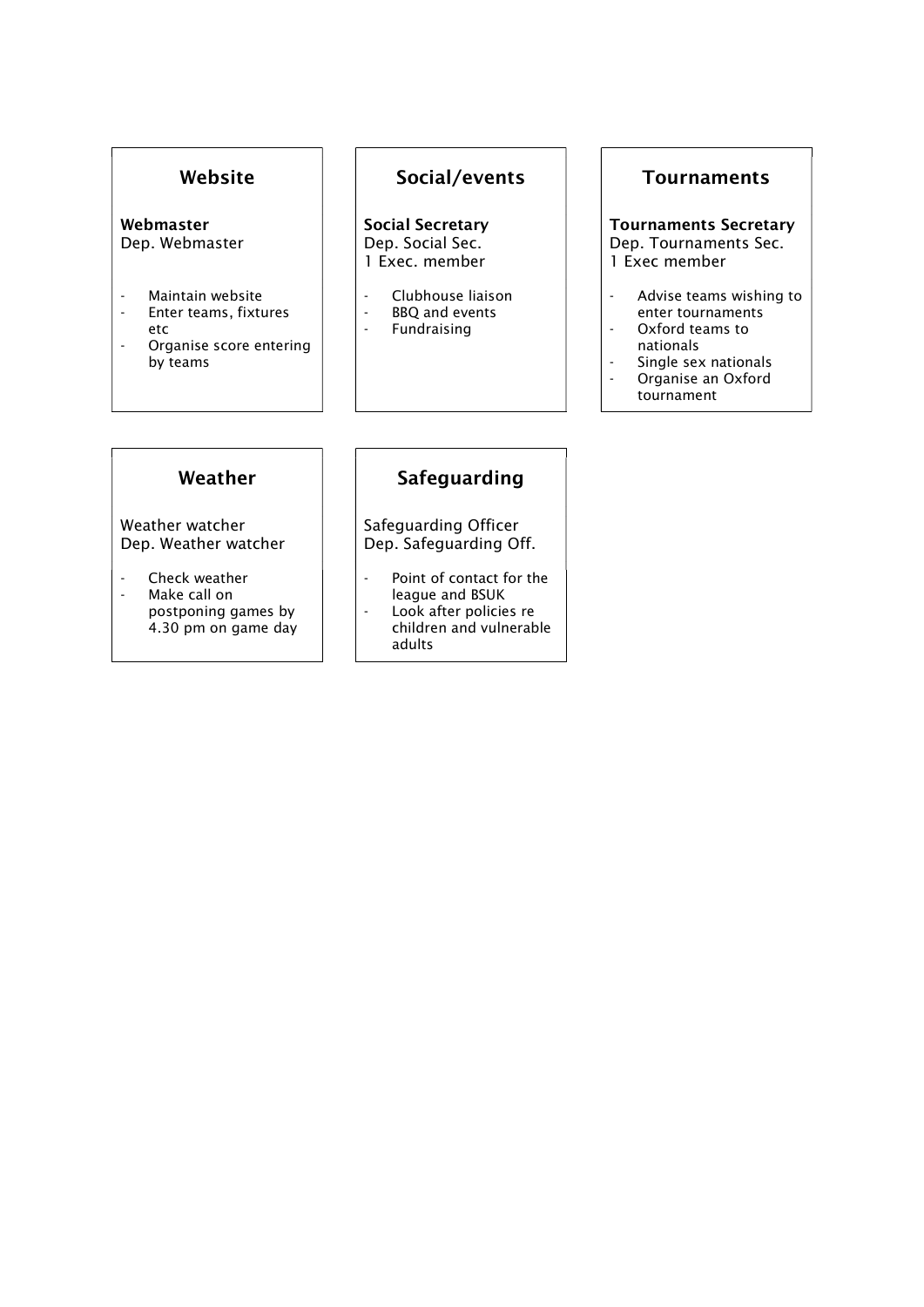## Website

**Webmaster**
Dep. Webmaster

- Maintain website
- Enter teams, fixtures etc
- Organise score entering by teams

## Social/events

**Social Secretary**
Dep. Social Sec.
1 Exec. member

- Clubhouse liaison
- BBQ and events
- Fundraising

## Tournaments

**Tournaments Secretary**
Dep. Tournaments Sec.
1 Exec member

- Advise teams wishing to enter tournaments
- Oxford teams to nationals
- Single sex nationals
- Organise an Oxford tournament

## Weather

Weather watcher
Dep. Weather watcher

- Check weather
- Make call on postponing games by 4.30 pm on game day

## Safeguarding

Safeguarding Officer
Dep. Safeguarding Off.

- Point of contact for the league and BSUK
- Look after policies re children and vulnerable adults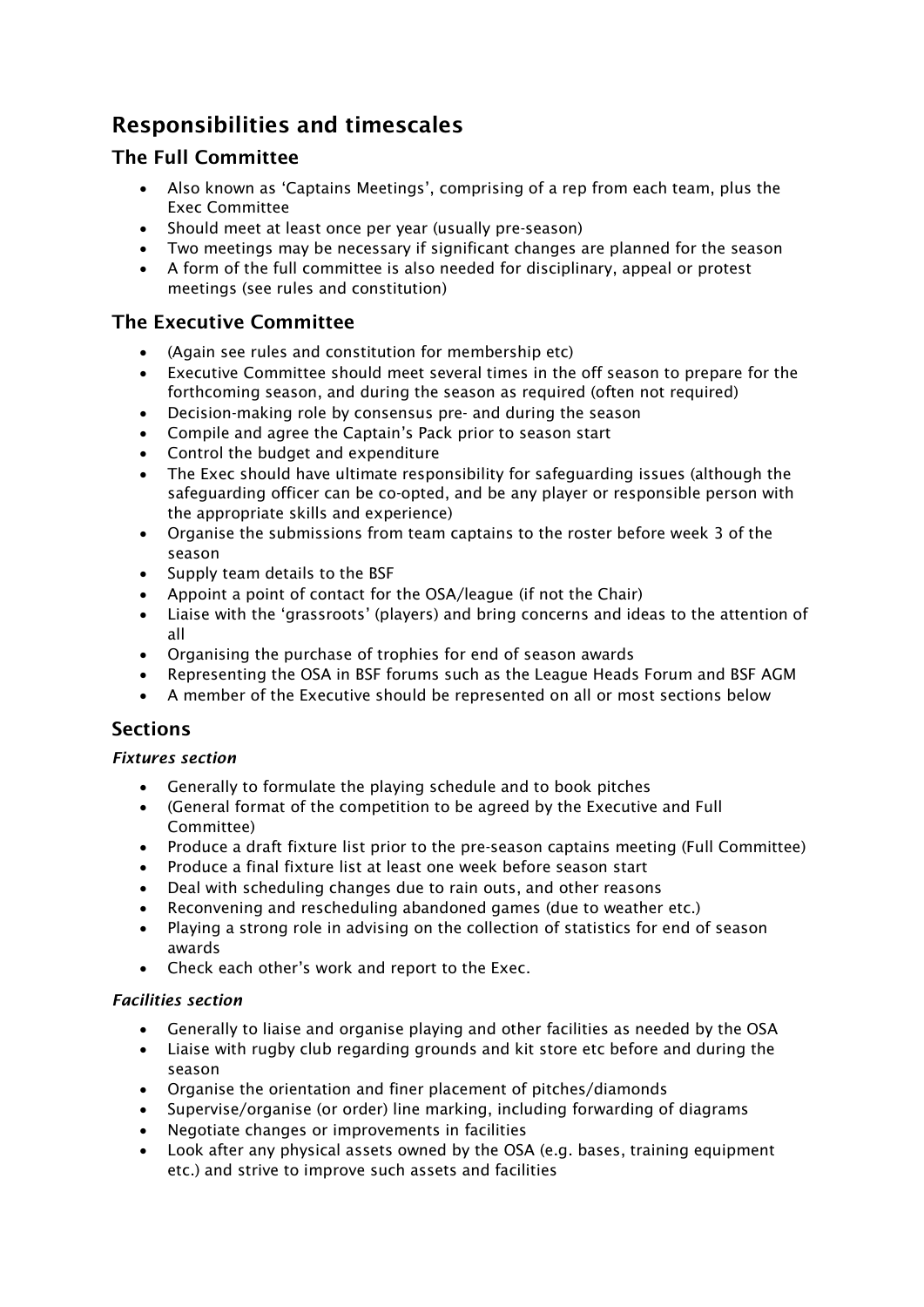# Responsibilities and timescales

## The Full Committee

- Also known as 'Captains Meetings', comprising of a rep from each team, plus the Exec Committee
- Should meet at least once per year (usually pre-season)
- Two meetings may be necessary if significant changes are planned for the season
- A form of the full committee is also needed for disciplinary, appeal or protest meetings (see rules and constitution)

## The Executive Committee

- (Again see rules and constitution for membership etc)
- Executive Committee should meet several times in the off season to prepare for the forthcoming season, and during the season as required (often not required)
- Decision-making role by consensus pre- and during the season
- Compile and agree the Captain's Pack prior to season start
- Control the budget and expenditure
- The Exec should have ultimate responsibility for safeguarding issues (although the safeguarding officer can be co-opted, and be any player or responsible person with the appropriate skills and experience)
- Organise the submissions from team captains to the roster before week 3 of the season
- Supply team details to the BSF
- Appoint a point of contact for the OSA/league (if not the Chair)
- Liaise with the 'grassroots' (players) and bring concerns and ideas to the attention of all
- Organising the purchase of trophies for end of season awards
- Representing the OSA in BSF forums such as the League Heads Forum and BSF AGM
- A member of the Executive should be represented on all or most sections below

## Sections

### *Fixtures section*

- Generally to formulate the playing schedule and to book pitches
- (General format of the competition to be agreed by the Executive and Full Committee)
- Produce a draft fixture list prior to the pre-season captains meeting (Full Committee)
- Produce a final fixture list at least one week before season start
- Deal with scheduling changes due to rain outs, and other reasons
- Reconvening and rescheduling abandoned games (due to weather etc.)
- Playing a strong role in advising on the collection of statistics for end of season awards
- Check each other's work and report to the Exec.

### *Facilities section*

- Generally to liaise and organise playing and other facilities as needed by the OSA
- Liaise with rugby club regarding grounds and kit store etc before and during the season
- Organise the orientation and finer placement of pitches/diamonds
- Supervise/organise (or order) line marking, including forwarding of diagrams
- Negotiate changes or improvements in facilities
- Look after any physical assets owned by the OSA (e.g. bases, training equipment etc.) and strive to improve such assets and facilities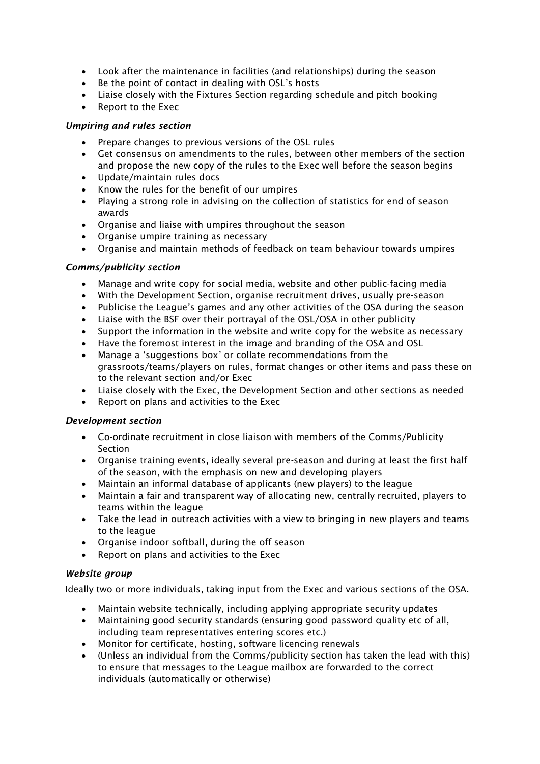- Look after the maintenance in facilities (and relationships) during the season
- Be the point of contact in dealing with OSL's hosts
- Liaise closely with the Fixtures Section regarding schedule and pitch booking
- Report to the Exec

#### *Umpiring and rules section*

- Prepare changes to previous versions of the OSL rules
- Get consensus on amendments to the rules, between other members of the section and propose the new copy of the rules to the Exec well before the season begins
- Update/maintain rules docs
- Know the rules for the benefit of our umpires
- Playing a strong role in advising on the collection of statistics for end of season awards
- Organise and liaise with umpires throughout the season
- Organise umpire training as necessary
- Organise and maintain methods of feedback on team behaviour towards umpires

#### *Comms/publicity section*

- Manage and write copy for social media, website and other public-facing media
- With the Development Section, organise recruitment drives, usually pre-season
- Publicise the League's games and any other activities of the OSA during the season
- Liaise with the BSF over their portrayal of the OSL/OSA in other publicity
- Support the information in the website and write copy for the website as necessary
- Have the foremost interest in the image and branding of the OSA and OSL
- Manage a 'suggestions box' or collate recommendations from the grassroots/teams/players on rules, format changes or other items and pass these on to the relevant section and/or Exec
- Liaise closely with the Exec, the Development Section and other sections as needed
- Report on plans and activities to the Exec

#### *Development section*

- Co-ordinate recruitment in close liaison with members of the Comms/Publicity Section
- Organise training events, ideally several pre-season and during at least the first half of the season, with the emphasis on new and developing players
- Maintain an informal database of applicants (new players) to the league
- Maintain a fair and transparent way of allocating new, centrally recruited, players to teams within the league
- Take the lead in outreach activities with a view to bringing in new players and teams to the league
- Organise indoor softball, during the off season
- Report on plans and activities to the Exec

#### *Website group*

Ideally two or more individuals, taking input from the Exec and various sections of the OSA.

- Maintain website technically, including applying appropriate security updates
- Maintaining good security standards (ensuring good password quality etc of all, including team representatives entering scores etc.)
- Monitor for certificate, hosting, software licencing renewals
- (Unless an individual from the Comms/publicity section has taken the lead with this) to ensure that messages to the League mailbox are forwarded to the correct individuals (automatically or otherwise)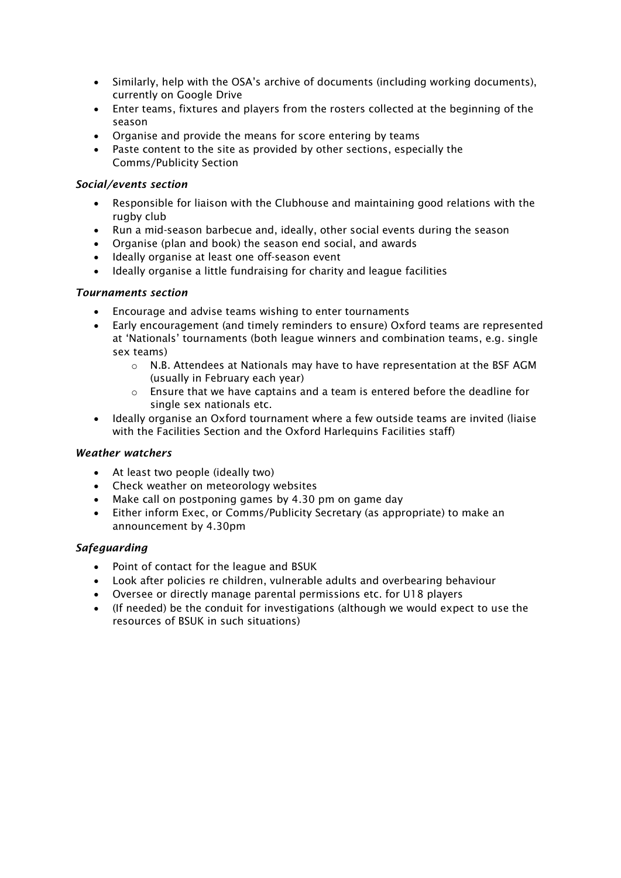- Similarly, help with the OSA's archive of documents (including working documents), currently on Google Drive
- Enter teams, fixtures and players from the rosters collected at the beginning of the season
- Organise and provide the means for score entering by teams
- Paste content to the site as provided by other sections, especially the Comms/Publicity Section

***Social/events section***

- Responsible for liaison with the Clubhouse and maintaining good relations with the rugby club
- Run a mid-season barbecue and, ideally, other social events during the season
- Organise (plan and book) the season end social, and awards
- Ideally organise at least one off-season event
- Ideally organise a little fundraising for charity and league facilities

***Tournaments section***

- Encourage and advise teams wishing to enter tournaments
- Early encouragement (and timely reminders to ensure) Oxford teams are represented at 'Nationals' tournaments (both league winners and combination teams, e.g. single sex teams)
    - N.B. Attendees at Nationals may have to have representation at the BSF AGM (usually in February each year)
    - Ensure that we have captains and a team is entered before the deadline for single sex nationals etc.
- Ideally organise an Oxford tournament where a few outside teams are invited (liaise with the Facilities Section and the Oxford Harlequins Facilities staff)

***Weather watchers***

- At least two people (ideally two)
- Check weather on meteorology websites
- Make call on postponing games by 4.30 pm on game day
- Either inform Exec, or Comms/Publicity Secretary (as appropriate) to make an announcement by 4.30pm

***Safeguarding***

- Point of contact for the league and BSUK
- Look after policies re children, vulnerable adults and overbearing behaviour
- Oversee or directly manage parental permissions etc. for U18 players
- (If needed) be the conduit for investigations (although we would expect to use the resources of BSUK in such situations)